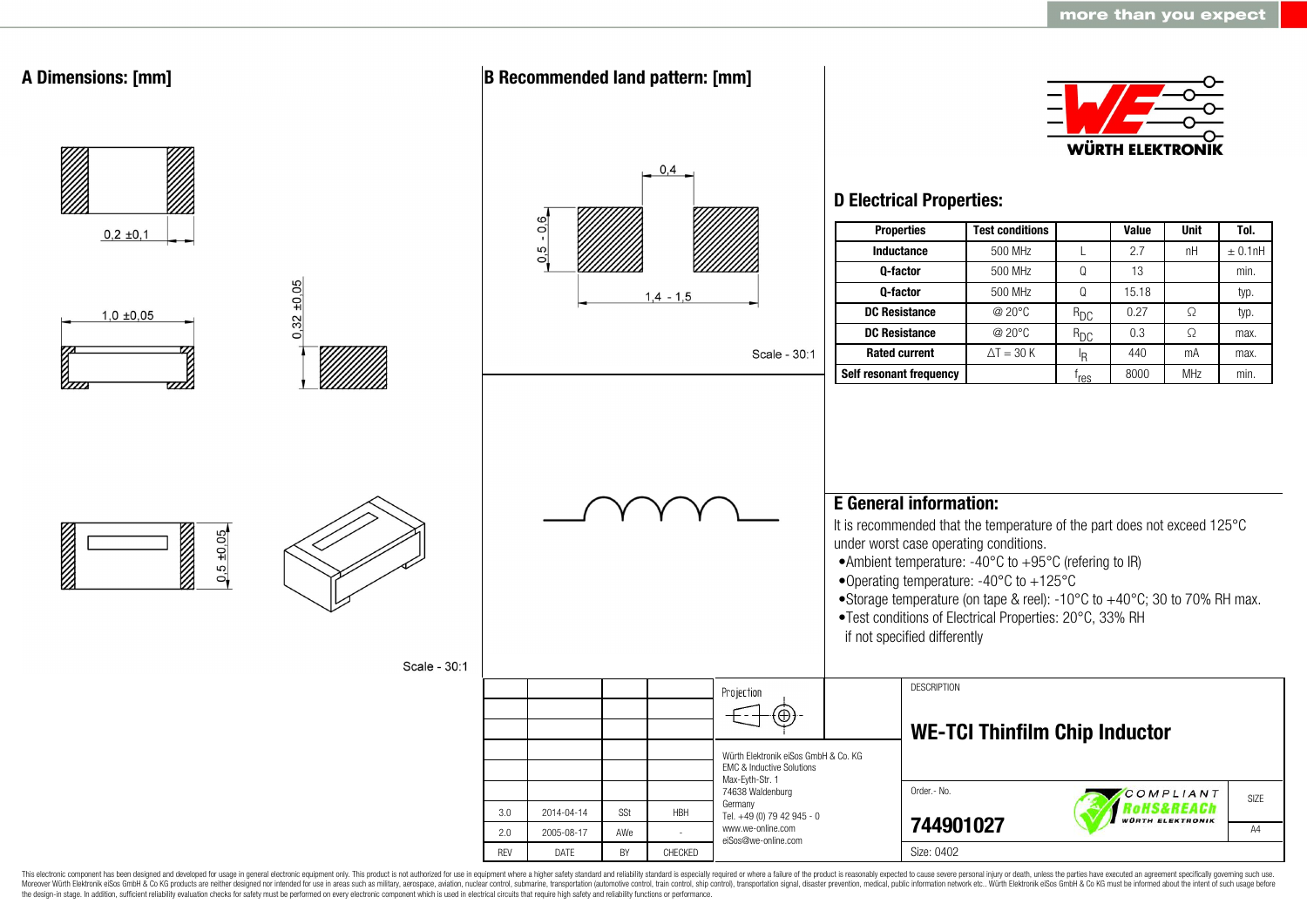## A Dimensions: [mm]

0,2 ±0,1

1,0 ±0,05

0,32 ±0,05

0,5 ±0,05

Scale - 30:1

## B Recommended land pattern: [mm]

0,4

0,5 - 0,6

1,4 - 1,5

Scale - 30:1

## D Electrical Properties:

| Properties | Test conditions | | Value | Unit | Tol. |
|---|---|---|---|---|---|
| Inductance | 500 MHz | L | 2.7 | nH | ± 0.1nH |
| Q-factor | 500 MHz | Q | 13 | | min. |
| Q-factor | 500 MHz | Q | 15.18 | | typ. |
| DC Resistance | @ 20°C | $R_{DC}$ | 0.27 | Ω | typ. |
| DC Resistance | @ 20°C | $R_{DC}$ | 0.3 | Ω | max. |
| Rated current | ΔT = 30 K | $I_R$ | 440 | mA | max. |
| Self resonant frequency | | $f_{res}$ | 8000 | MHz | min. |

## E General information:

It is recommended that the temperature of the part does not exceed 125°C under worst case operating conditions.

- Ambient temperature: -40°C to +95°C (refering to IR)
- Operating temperature: -40°C to +125°C
- Storage temperature (on tape & reel): -10°C to +40°C; 30 to 70% RH max.
- Test conditions of Electrical Properties: 20°C, 33% RH if not specified differently

| | | | |
|---|---|---|---|
| 3.0 | 2014-04-14 | SSt | HBH |
| 2.0 | 2005-08-17 | AWe | - |
| REV | DATE | BY | CHECKED |

Projection

Würth Elektronik eiSos GmbH & Co. KG
EMC & Inductive Solutions
Max-Eyth-Str. 1
74638 Waldenburg
Germany
Tel. +49 (0) 79 42 945 - 0
www.we-online.com
eiSos@we-online.com

DESCRIPTION

**WE-TCI Thinfilm Chip Inductor**

Order.- No.

**744901027**

Size: 0402

SIZE A4

This electronic component has been designed and developed for usage in general electronic equipment only. This product is not authorized for use in equipment where a higher safety standard and reliability standard is especially required or where a failure of the product is reasonably expected to cause severe personal injury or death, unless the parties have executed an agreement specifically governing such use. Moreover Würth Elektronik eiSos GmbH & Co KG products are neither designed nor intended for use in areas such as military, aerospace, aviation, nuclear control, submarine, transportation (automotive control, train control, ship control), transportation signal, disaster prevention, medical, public information network etc.. Würth Elektronik eiSos GmbH & Co KG must be informed about the intent of such usage before the design-in stage. In addition, sufficient reliability evaluation checks for safety must be performed on every electronic component which is used in electrical circuits that require high safety and reliability functions or performance.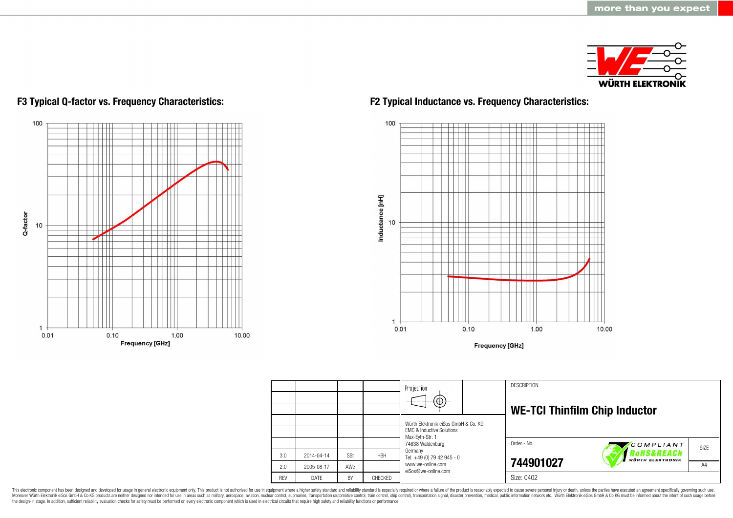## F3 Typical Q-factor vs. Frequency Characteristics:

Q-factor

100

10

1

0.01 0.10 1.00 10.00

Frequency [GHz]

## F2 Typical Inductance vs. Frequency Characteristics:

Inductance [nH]

100

10

1

0.01 0.10 1.00 10.00

Frequency [GHz]

| | | | |
|---|---|---|---|
| | | | |
| | | | |
| | | | |
| | | | |
| | | | |
| 3.0 | 2014-04-14 | SSt | HBH |
| 2.0 | 2005-08-17 | AWe | - |
| REV | DATE | BY | CHECKED |

Projection

Würth Elektronik eiSos GmbH & Co. KG
EMC & Inductive Solutions
Max-Eyth-Str. 1
74638 Waldenburg
Germany
Tel. +49 (0) 79 42 945 - 0
www.we-online.com
eiSos@we-online.com

DESCRIPTION

**WE-TCI Thinfilm Chip Inductor**

Order.- No.

**744901027**

COMPLIANT RoHS&REACh WÜRTH ELEKTRONIK

SIZE

A4

Size: 0402

This electronic component has been designed and developed for usage in general electronic equipment only. This product is not authorized for use in equipment where a higher safety standard and reliability standard is especially required or where a failure of the product is reasonably expected to cause severe personal injury or death, unless the parties have executed an agreement specifically governing such use. Moreover Würth Elektronik eiSos GmbH & Co KG products are neither designed nor intended for use in areas such as military, aerospace, aviation, nuclear control, submarine, transportation (automotive control, train control, ship control), transportation signal, disaster prevention, medical, public information network etc.. Würth Elektronik eiSos GmbH & Co KG must be informed about the intent of such usage before the design-in stage. In addition, sufficient reliability evaluation checks for safety must be performed on every electronic component which is used in electrical circuits that require high safety and reliability functions or performance.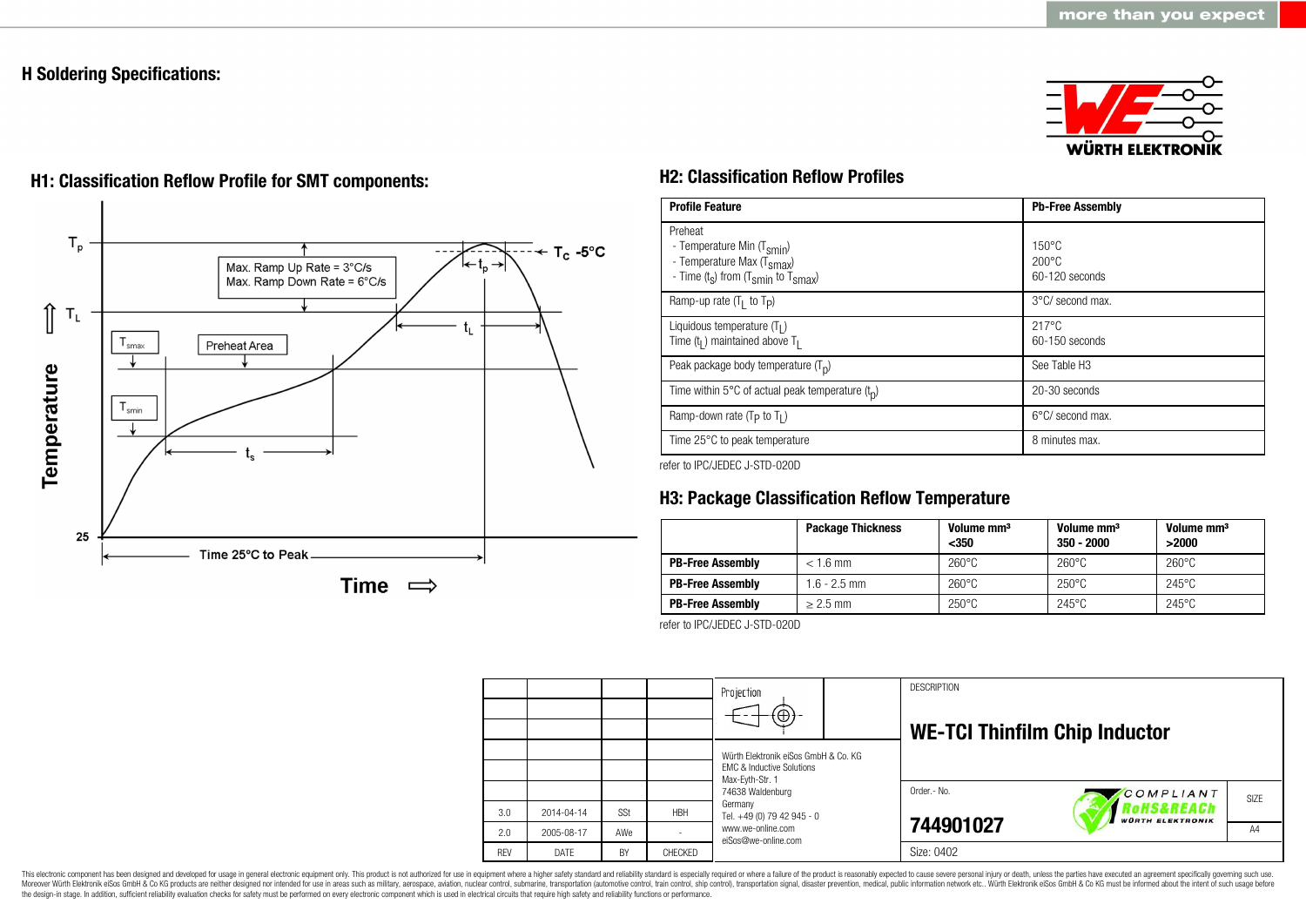## H Soldering Specifications:

### H1: Classification Reflow Profile for SMT components:

$T_p$

$T_C$ -5°C

Max. Ramp Up Rate = 3°C/s
Max. Ramp Down Rate = 6°C/s

$t_p$

$T_L$

$t_L$

$T_{smax}$

Preheat Area

$T_{smin}$

$t_s$

Temperature

25

Time 25°C to Peak

Time

### H2: Classification Reflow Profiles

| Profile Feature | Pb-Free Assembly |
|---|---|
| Preheat<br>- Temperature Min ($T_{smin}$)<br>- Temperature Max ($T_{smax}$)<br>- Time ($t_s$) from ($T_{smin}$ to $T_{smax}$) | <br>150°C<br>200°C<br>60-120 seconds |
| Ramp-up rate ($T_L$ to $T_P$) | 3°C/ second max. |
| Liquidous temperature ($T_L$)<br>Time ($t_L$) maintained above $T_L$ | 217°C<br>60-150 seconds |
| Peak package body temperature ($T_p$) | See Table H3 |
| Time within 5°C of actual peak temperature ($t_p$) | 20-30 seconds |
| Ramp-down rate ($T_P$ to $T_L$) | 6°C/ second max. |
| Time 25°C to peak temperature | 8 minutes max. |

refer to IPC/JEDEC J-STD-020D

### H3: Package Classification Reflow Temperature

| | Package Thickness | Volume mm³ <350 | Volume mm³ 350 - 2000 | Volume mm³ >2000 |
|---|---|---|---|---|
| **PB-Free Assembly** | < 1.6 mm | 260°C | 260°C | 260°C |
| **PB-Free Assembly** | 1.6 - 2.5 mm | 260°C | 250°C | 245°C |
| **PB-Free Assembly** | ≥ 2.5 mm | 250°C | 245°C | 245°C |

refer to IPC/JEDEC J-STD-020D

| REV | DATE | BY | CHECKED |
|---|---|---|---|
| 3.0 | 2014-04-14 | SSt | HBH |
| 2.0 | 2005-08-17 | AWe | - |

Projection

Würth Elektronik eiSos GmbH & Co. KG
EMC & Inductive Solutions
Max-Eyth-Str. 1
74638 Waldenburg
Germany
Tel. +49 (0) 79 42 945 - 0
www.we-online.com
eiSos@we-online.com

DESCRIPTION

**WE-TCI Thinfilm Chip Inductor**

Order.- No.

**744901027**

COMPLIANT RoHS&REACh WÜRTH ELEKTRONIK

SIZE A4

Size: 0402

This electronic component has been designed and developed for usage in general electronic equipment only. This product is not authorized for use in equipment where a higher safety standard and reliability standard is especially required or where a failure of the product is reasonably expected to cause severe personal injury or death, unless the parties have executed an agreement specifically governing such use. Moreover Würth Elektronik eiSos GmbH & Co KG products are neither designed nor intended for use in areas such as military, aerospace, aviation, nuclear control, submarine, transportation (automotive control, train control, ship control), transportation signal, disaster prevention, medical, public information network etc.. Würth Elektronik eiSos GmbH & Co KG must be informed about the intent of such usage before the design-in stage. In addition, sufficient reliability evaluation checks for safety must be performed on every electronic component which is used in electrical circuits that require high safety and reliability functions or performance.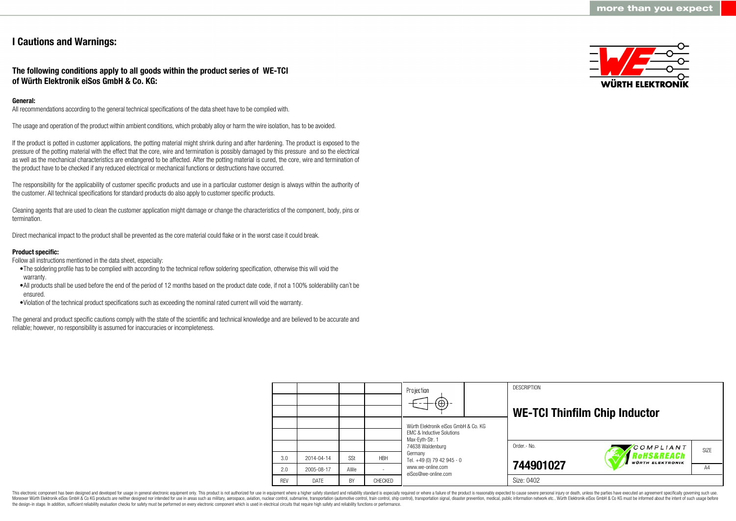## I Cautions and Warnings:

### The following conditions apply to all goods within the product series of WE-TCI of Würth Elektronik eiSos GmbH & Co. KG:

**General:**

All recommendations according to the general technical specifications of the data sheet have to be complied with.

The usage and operation of the product within ambient conditions, which probably alloy or harm the wire isolation, has to be avoided.

If the product is potted in customer applications, the potting material might shrink during and after hardening. The product is exposed to the pressure of the potting material with the effect that the core, wire and termination is possibly damaged by this pressure and so the electrical as well as the mechanical characteristics are endangered to be affected. After the potting material is cured, the core, wire and termination of the product have to be checked if any reduced electrical or mechanical functions or destructions have occurred.

The responsibility for the applicability of customer specific products and use in a particular customer design is always within the authority of the customer. All technical specifications for standard products do also apply to customer specific products.

Cleaning agents that are used to clean the customer application might damage or change the characteristics of the component, body, pins or termination.

Direct mechanical impact to the product shall be prevented as the core material could flake or in the worst case it could break.

**Product specific:**

Follow all instructions mentioned in the data sheet, especially:

- The soldering profile has to be complied with according to the technical reflow soldering specification, otherwise this will void the warranty.
- All products shall be used before the end of the period of 12 months based on the product date code, if not a 100% solderability can´t be ensured.
- Violation of the technical product specifications such as exceeding the nominal rated current will void the warranty.

The general and product specific cautions comply with the state of the scientific and technical knowledge and are believed to be accurate and reliable; however, no responsibility is assumed for inaccuracies or incompleteness.

| REV | DATE | BY | CHECKED |
|---|---|---|---|
| 3.0 | 2014-04-14 | SSt | HBH |
| 2.0 | 2005-08-17 | AWe | - |

Projection

Würth Elektronik eiSos GmbH & Co. KG
EMC & Inductive Solutions
Max-Eyth-Str. 1
74638 Waldenburg
Germany
Tel. +49 (0) 79 42 945 - 0
www.we-online.com
eiSos@we-online.com

DESCRIPTION

**WE-TCI Thinfilm Chip Inductor**

Order.- No. **744901027**

COMPLIANT RoHS&REACh WÜRTH ELEKTRONIK

SIZE A4

Size: 0402

This electronic component has been designed and developed for usage in general electronic equipment only. This product is not authorized for use in equipment where a higher safety standard and reliability standard is especially required or where a failure of the product is reasonably expected to cause severe personal injury or death, unless the parties have executed an agreement specifically governing such use. Moreover Würth Elektronik eiSos GmbH & Co KG products are neither designed nor intended for use in areas such as military, aerospace, aviation, nuclear control, submarine, transportation (automotive control, train control, ship control), transportation signal, disaster prevention, medical, public information network etc.. Würth Elektronik eiSos GmbH & Co KG must be informed about the intent of such usage before the design-in stage. In addition, sufficient reliability evaluation checks for safety must be performed on every electronic component which is used in electrical circuits that require high safety and reliability functions or performance.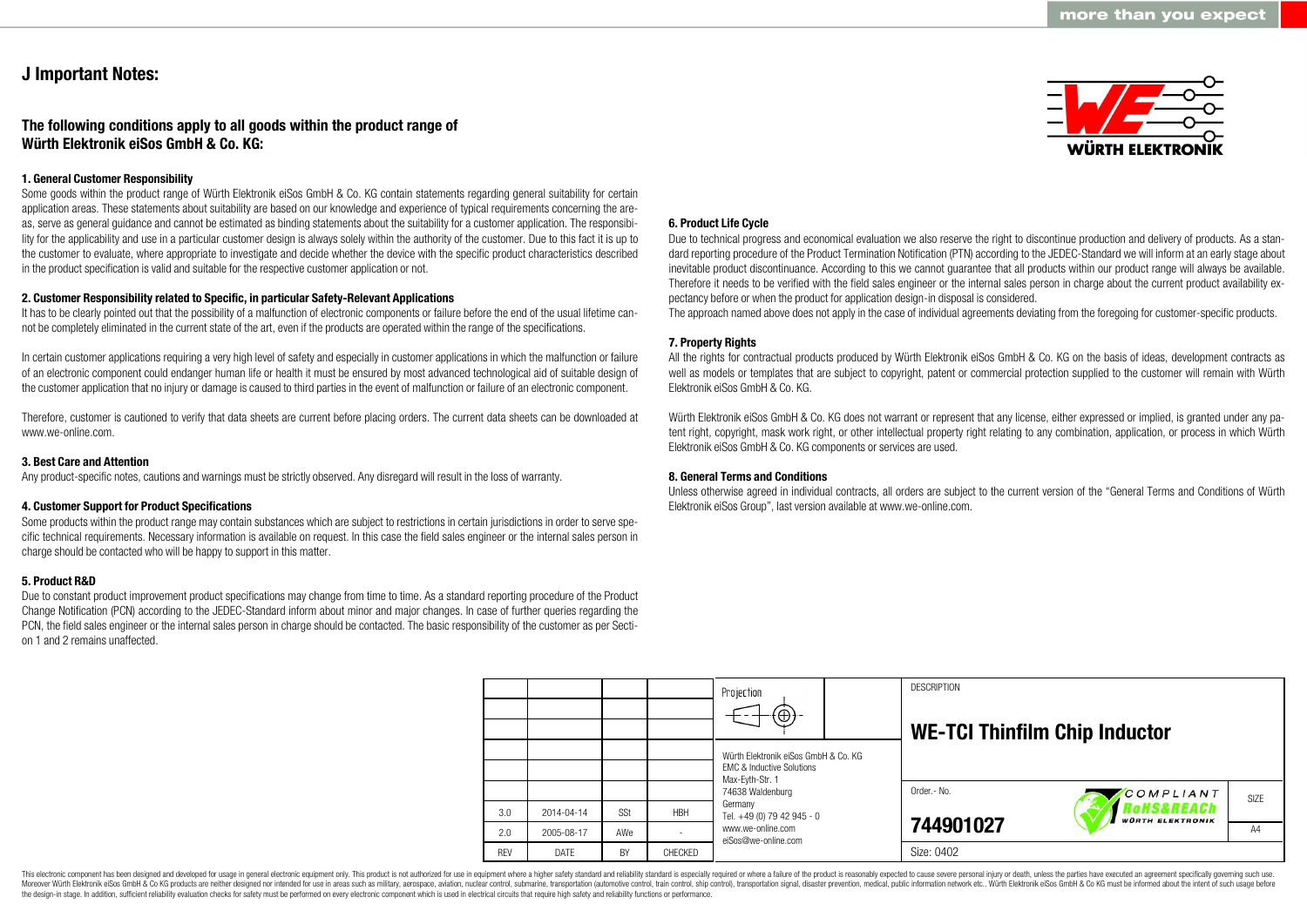## J Important Notes:

### The following conditions apply to all goods within the product range of Würth Elektronik eiSos GmbH & Co. KG:

**1. General Customer Responsibility**

Some goods within the product range of Würth Elektronik eiSos GmbH & Co. KG contain statements regarding general suitability for certain application areas. These statements about suitability are based on our knowledge and experience of typical requirements concerning the areas, serve as general guidance and cannot be estimated as binding statements about the suitability for a customer application. The responsibility for the applicability and use in a particular customer design is always solely within the authority of the customer. Due to this fact it is up to the customer to evaluate, where appropriate to investigate and decide whether the device with the specific product characteristics described in the product specification is valid and suitable for the respective customer application or not.

**2. Customer Responsibility related to Specific, in particular Safety-Relevant Applications**

It has to be clearly pointed out that the possibility of a malfunction of electronic components or failure before the end of the usual lifetime cannot be completely eliminated in the current state of the art, even if the products are operated within the range of the specifications.

In certain customer applications requiring a very high level of safety and especially in customer applications in which the malfunction or failure of an electronic component could endanger human life or health it must be ensured by most advanced technological aid of suitable design of the customer application that no injury or damage is caused to third parties in the event of malfunction or failure of an electronic component.

Therefore, customer is cautioned to verify that data sheets are current before placing orders. The current data sheets can be downloaded at www.we-online.com.

**3. Best Care and Attention**

Any product-specific notes, cautions and warnings must be strictly observed. Any disregard will result in the loss of warranty.

**4. Customer Support for Product Specifications**

Some products within the product range may contain substances which are subject to restrictions in certain jurisdictions in order to serve specific technical requirements. Necessary information is available on request. In this case the field sales engineer or the internal sales person in charge should be contacted who will be happy to support in this matter.

**5. Product R&D**

Due to constant product improvement product specifications may change from time to time. As a standard reporting procedure of the Product Change Notification (PCN) according to the JEDEC-Standard inform about minor and major changes. In case of further queries regarding the PCN, the field sales engineer or the internal sales person in charge should be contacted. The basic responsibility of the customer as per Section 1 and 2 remains unaffected.

**6. Product Life Cycle**

Due to technical progress and economical evaluation we also reserve the right to discontinue production and delivery of products. As a standard reporting procedure of the Product Termination Notification (PTN) according to the JEDEC-Standard we will inform at an early stage about inevitable product discontinuance. According to this we cannot guarantee that all products within our product range will always be available. Therefore it needs to be verified with the field sales engineer or the internal sales person in charge about the current product availability expectancy before or when the product for application design-in disposal is considered.

The approach named above does not apply in the case of individual agreements deviating from the foregoing for customer-specific products.

**7. Property Rights**

All the rights for contractual products produced by Würth Elektronik eiSos GmbH & Co. KG on the basis of ideas, development contracts as well as models or templates that are subject to copyright, patent or commercial protection supplied to the customer will remain with Würth Elektronik eiSos GmbH & Co. KG.

Würth Elektronik eiSos GmbH & Co. KG does not warrant or represent that any license, either expressed or implied, is granted under any patent right, copyright, mask work right, or other intellectual property right relating to any combination, application, or process in which Würth Elektronik eiSos GmbH & Co. KG components or services are used.

**8. General Terms and Conditions**

Unless otherwise agreed in individual contracts, all orders are subject to the current version of the "General Terms and Conditions of Würth Elektronik eiSos Group", last version available at www.we-online.com.

| | | | | | |
|---|---|---|---|---|---|
| | | | | Projection | DESCRIPTION: **WE-TCI Thinfilm Chip Inductor** |
| | | | | Würth Elektronik eiSos GmbH & Co. KG<br>EMC & Inductive Solutions<br>Max-Eyth-Str. 1<br>74638 Waldenburg<br>Germany<br>Tel. +49 (0) 79 42 945 - 0<br>www.we-online.com<br>eiSos@we-online.com | Order.- No.: **744901027** — COMPLIANT RoHS&REACh — SIZE A4 |
| 3.0 | 2014-04-14 | SSt | HBH | | |
| 2.0 | 2005-08-17 | AWe | - | | |
| REV | DATE | BY | CHECKED | | Size: 0402 |

This electronic component has been designed and developed for usage in general electronic equipment only. This product is not authorized for use in equipment where a higher safety standard and reliability standard is especially required or where a failure of the product is reasonably expected to cause severe personal injury or death, unless the parties have executed an agreement specifically governing such use. Moreover Würth Elektronik eiSos GmbH & Co KG products are neither designed nor intended for use in areas such as military, aerospace, aviation, nuclear control, submarine, transportation (automotive control, train control, ship control), transportation signal, disaster prevention, medical, public information network etc.. Würth Elektronik eiSos GmbH & Co KG must be informed about the intent of such usage before the design-in stage. In addition, sufficient reliability evaluation checks for safety must be performed on every electronic component which is used in electrical circuits that require high safety and reliability functions or performance.